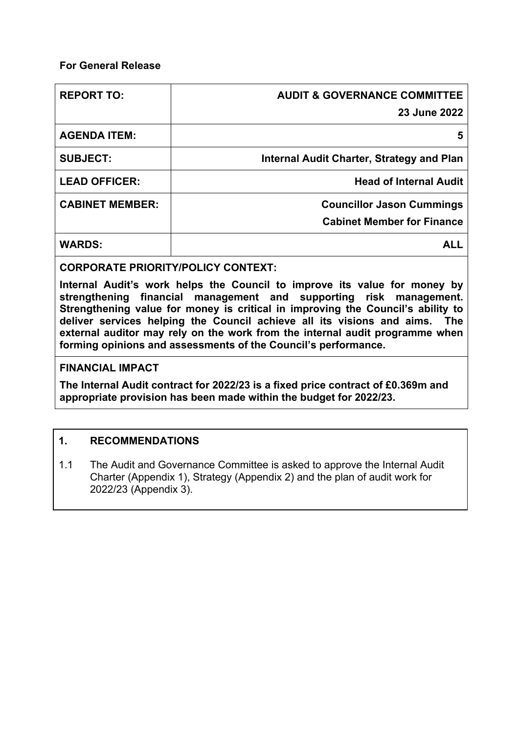**For General Release**

| REPORT TO: | AUDIT & GOVERNANCE COMMITTEE<br>23 June 2022 |
| --- | --- |
| AGENDA ITEM: | 5 |
| SUBJECT: | Internal Audit Charter, Strategy and Plan |
| LEAD OFFICER: | Head of Internal Audit |
| CABINET MEMBER: | Councillor Jason Cummings<br>Cabinet Member for Finance |
| WARDS: | ALL |

**CORPORATE PRIORITY/POLICY CONTEXT:**

**Internal Audit's work helps the Council to improve its value for money by strengthening financial management and supporting risk management. Strengthening value for money is critical in improving the Council's ability to deliver services helping the Council achieve all its visions and aims. The external auditor may rely on the work from the internal audit programme when forming opinions and assessments of the Council's performance.**

**FINANCIAL IMPACT**

**The Internal Audit contract for 2022/23 is a fixed price contract of £0.369m and appropriate provision has been made within the budget for 2022/23.**

## 1. RECOMMENDATIONS

1.1 The Audit and Governance Committee is asked to approve the Internal Audit Charter (Appendix 1), Strategy (Appendix 2) and the plan of audit work for 2022/23 (Appendix 3).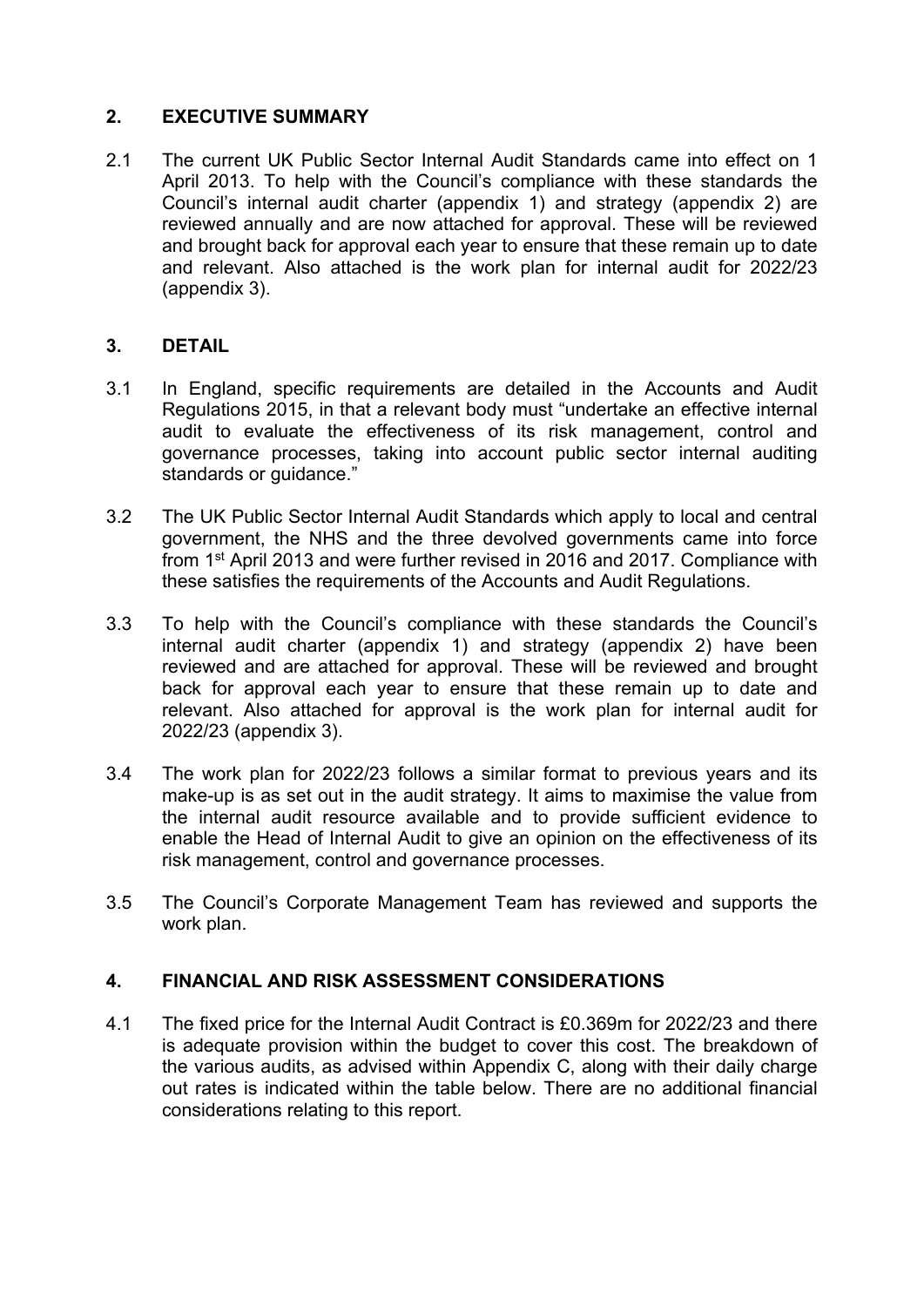## 2. EXECUTIVE SUMMARY

2.1 The current UK Public Sector Internal Audit Standards came into effect on 1 April 2013. To help with the Council's compliance with these standards the Council's internal audit charter (appendix 1) and strategy (appendix 2) are reviewed annually and are now attached for approval. These will be reviewed and brought back for approval each year to ensure that these remain up to date and relevant. Also attached is the work plan for internal audit for 2022/23 (appendix 3).

## 3. DETAIL

3.1 In England, specific requirements are detailed in the Accounts and Audit Regulations 2015, in that a relevant body must "undertake an effective internal audit to evaluate the effectiveness of its risk management, control and governance processes, taking into account public sector internal auditing standards or guidance."

3.2 The UK Public Sector Internal Audit Standards which apply to local and central government, the NHS and the three devolved governments came into force from 1st April 2013 and were further revised in 2016 and 2017. Compliance with these satisfies the requirements of the Accounts and Audit Regulations.

3.3 To help with the Council's compliance with these standards the Council's internal audit charter (appendix 1) and strategy (appendix 2) have been reviewed and are attached for approval. These will be reviewed and brought back for approval each year to ensure that these remain up to date and relevant. Also attached for approval is the work plan for internal audit for 2022/23 (appendix 3).

3.4 The work plan for 2022/23 follows a similar format to previous years and its make-up is as set out in the audit strategy. It aims to maximise the value from the internal audit resource available and to provide sufficient evidence to enable the Head of Internal Audit to give an opinion on the effectiveness of its risk management, control and governance processes.

3.5 The Council's Corporate Management Team has reviewed and supports the work plan.

## 4. FINANCIAL AND RISK ASSESSMENT CONSIDERATIONS

4.1 The fixed price for the Internal Audit Contract is £0.369m for 2022/23 and there is adequate provision within the budget to cover this cost. The breakdown of the various audits, as advised within Appendix C, along with their daily charge out rates is indicated within the table below. There are no additional financial considerations relating to this report.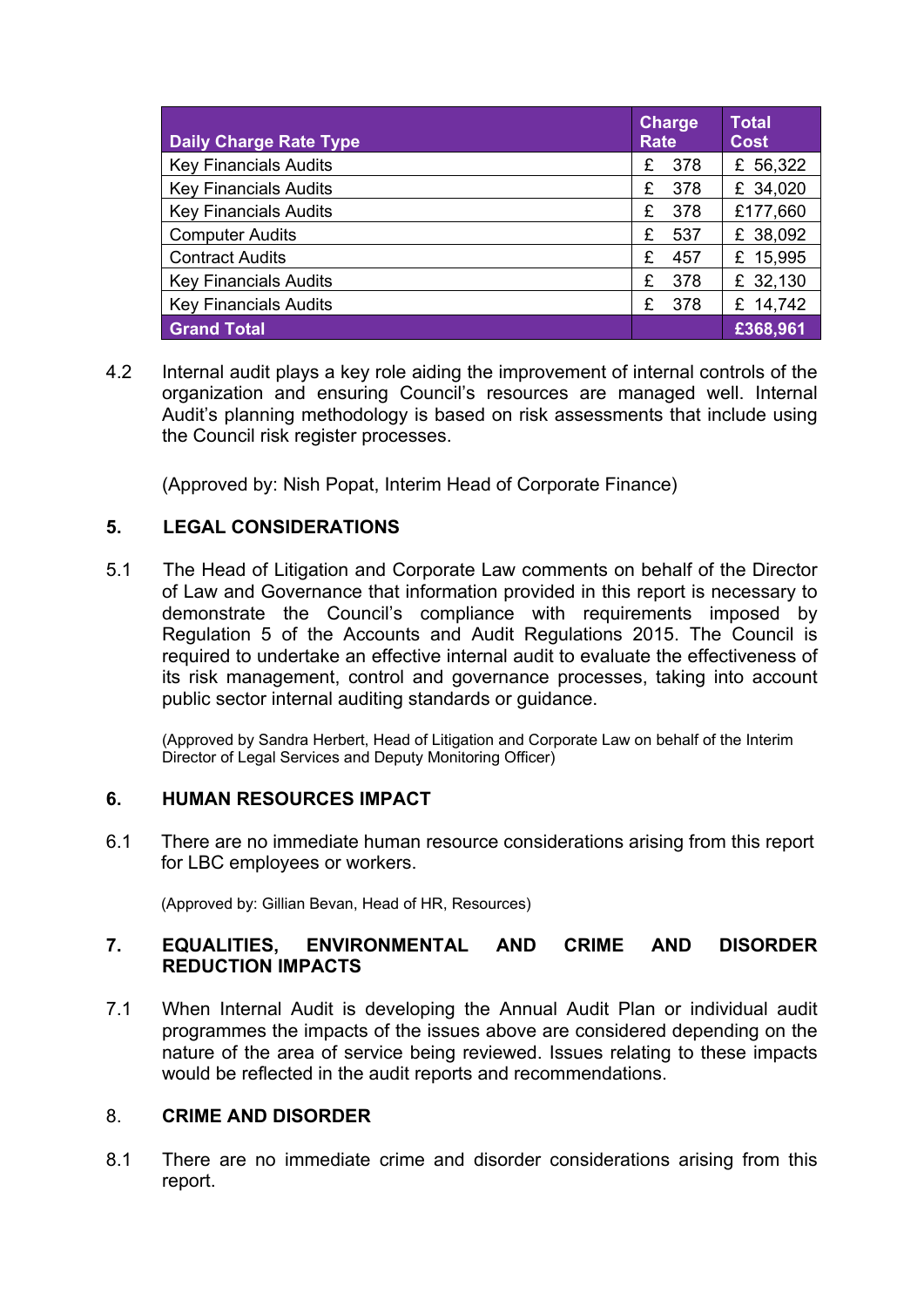| Daily Charge Rate Type | Charge Rate | Total Cost |
|---|---|---|
| Key Financials Audits | £ 378 | £ 56,322 |
| Key Financials Audits | £ 378 | £ 34,020 |
| Key Financials Audits | £ 378 | £177,660 |
| Computer Audits | £ 537 | £ 38,092 |
| Contract Audits | £ 457 | £ 15,995 |
| Key Financials Audits | £ 378 | £ 32,130 |
| Key Financials Audits | £ 378 | £ 14,742 |
| **Grand Total** | | **£368,961** |

4.2 Internal audit plays a key role aiding the improvement of internal controls of the organization and ensuring Council's resources are managed well. Internal Audit's planning methodology is based on risk assessments that include using the Council risk register processes.

(Approved by: Nish Popat, Interim Head of Corporate Finance)

## 5. LEGAL CONSIDERATIONS

5.1 The Head of Litigation and Corporate Law comments on behalf of the Director of Law and Governance that information provided in this report is necessary to demonstrate the Council's compliance with requirements imposed by Regulation 5 of the Accounts and Audit Regulations 2015. The Council is required to undertake an effective internal audit to evaluate the effectiveness of its risk management, control and governance processes, taking into account public sector internal auditing standards or guidance.

(Approved by Sandra Herbert, Head of Litigation and Corporate Law on behalf of the Interim Director of Legal Services and Deputy Monitoring Officer)

## 6. HUMAN RESOURCES IMPACT

6.1 There are no immediate human resource considerations arising from this report for LBC employees or workers.

(Approved by: Gillian Bevan, Head of HR, Resources)

## 7. EQUALITIES, ENVIRONMENTAL AND CRIME AND DISORDER REDUCTION IMPACTS

7.1 When Internal Audit is developing the Annual Audit Plan or individual audit programmes the impacts of the issues above are considered depending on the nature of the area of service being reviewed. Issues relating to these impacts would be reflected in the audit reports and recommendations.

## 8. CRIME AND DISORDER

8.1 There are no immediate crime and disorder considerations arising from this report.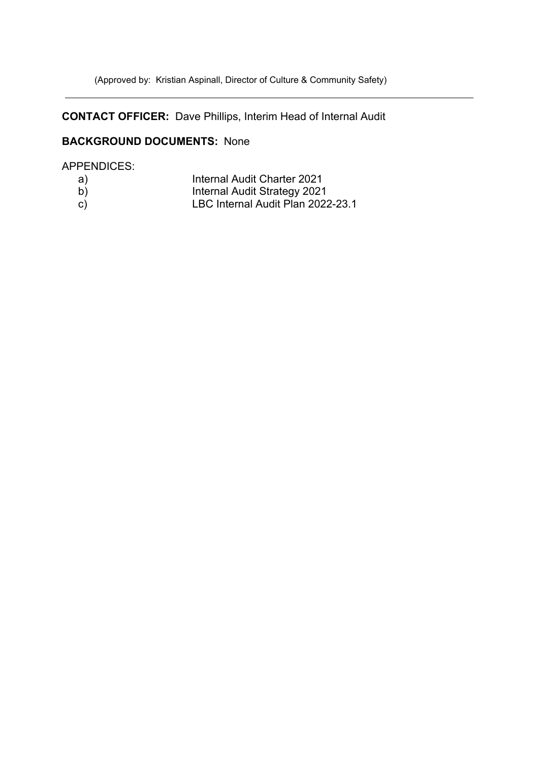(Approved by: Kristian Aspinall, Director of Culture & Community Safety)

---

**CONTACT OFFICER:** Dave Phillips, Interim Head of Internal Audit

**BACKGROUND DOCUMENTS:** None

APPENDICES:

a) Internal Audit Charter 2021
b) Internal Audit Strategy 2021
c) LBC Internal Audit Plan 2022-23.1